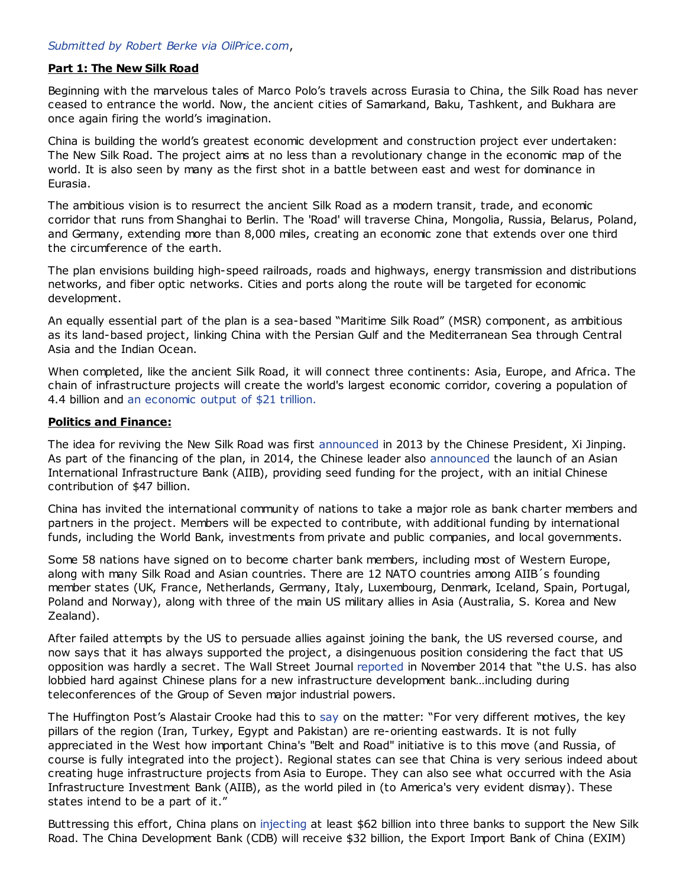*Submitted by Robert Berke via OilPrice.com*,

**Part 1: The New Silk Road**

Beginning with the marvelous tales of Marco Polo's travels across Eurasia to China, the Silk Road has never ceased to entrance the world. Now, the ancient cities of Samarkand, Baku, Tashkent, and Bukhara are once again firing the world's imagination.

China is building the world's greatest economic development and construction project ever undertaken: The New Silk Road. The project aims at no less than a revolutionary change in the economic map of the world. It is also seen by many as the first shot in a battle between east and west for dominance in Eurasia.

The ambitious vision is to resurrect the ancient Silk Road as a modern transit, trade, and economic corridor that runs from Shanghai to Berlin. The 'Road' will traverse China, Mongolia, Russia, Belarus, Poland, and Germany, extending more than 8,000 miles, creating an economic zone that extends over one third the circumference of the earth.

The plan envisions building high-speed railroads, roads and highways, energy transmission and distributions networks, and fiber optic networks. Cities and ports along the route will be targeted for economic development.

An equally essential part of the plan is a sea-based "Maritime Silk Road" (MSR) component, as ambitious as its land-based project, linking China with the Persian Gulf and the Mediterranean Sea through Central Asia and the Indian Ocean.

When completed, like the ancient Silk Road, it will connect three continents: Asia, Europe, and Africa. The chain of infrastructure projects will create the world's largest economic corridor, covering a population of 4.4 billion and an economic output of $21 trillion.

**Politics and Finance:**

The idea for reviving the New Silk Road was first announced in 2013 by the Chinese President, Xi Jinping. As part of the financing of the plan, in 2014, the Chinese leader also announced the launch of an Asian International Infrastructure Bank (AIIB), providing seed funding for the project, with an initial Chinese contribution of $47 billion.

China has invited the international community of nations to take a major role as bank charter members and partners in the project. Members will be expected to contribute, with additional funding by international funds, including the World Bank, investments from private and public companies, and local governments.

Some 58 nations have signed on to become charter bank members, including most of Western Europe, along with many Silk Road and Asian countries. There are 12 NATO countries among AIIB´s founding member states (UK, France, Netherlands, Germany, Italy, Luxembourg, Denmark, Iceland, Spain, Portugal, Poland and Norway), along with three of the main US military allies in Asia (Australia, S. Korea and New Zealand).

After failed attempts by the US to persuade allies against joining the bank, the US reversed course, and now says that it has always supported the project, a disingenuous position considering the fact that US opposition was hardly a secret. The Wall Street Journal reported in November 2014 that "the U.S. has also lobbied hard against Chinese plans for a new infrastructure development bank…including during teleconferences of the Group of Seven major industrial powers.

The Huffington Post's Alastair Crooke had this to say on the matter: "For very different motives, the key pillars of the region (Iran, Turkey, Egypt and Pakistan) are re-orienting eastwards. It is not fully appreciated in the West how important China's "Belt and Road" initiative is to this move (and Russia, of course is fully integrated into the project). Regional states can see that China is very serious indeed about creating huge infrastructure projects from Asia to Europe. They can also see what occurred with the Asia Infrastructure Investment Bank (AIIB), as the world piled in (to America's very evident dismay). These states intend to be a part of it."

Buttressing this effort, China plans on injecting at least $62 billion into three banks to support the New Silk Road. The China Development Bank (CDB) will receive $32 billion, the Export Import Bank of China (EXIM)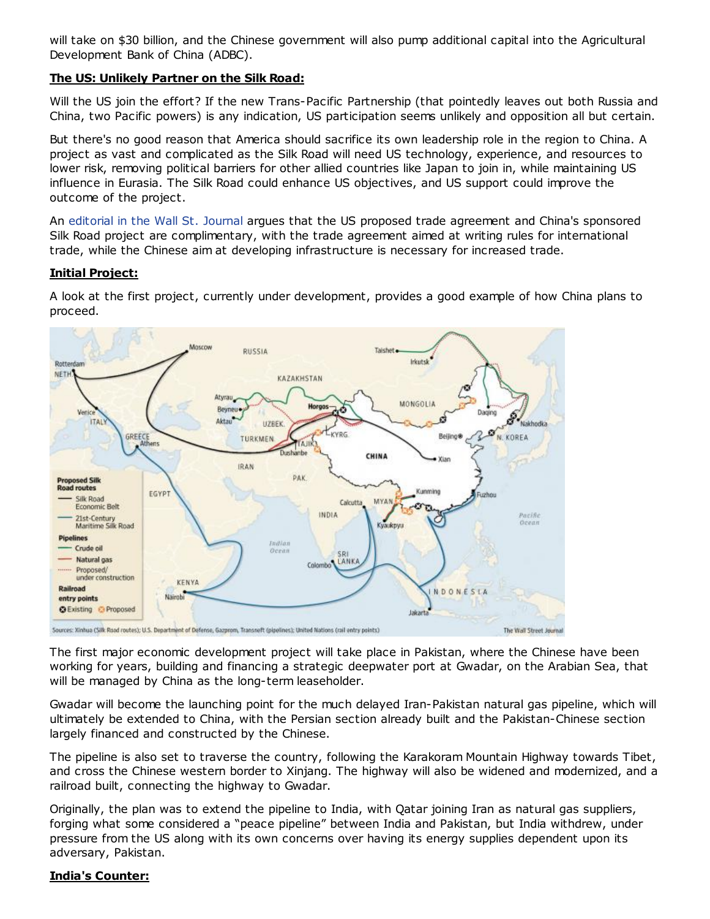will take on $30 billion, and the Chinese government will also pump additional capital into the Agricultural Development Bank of China (ADBC).

**The US: Unlikely Partner on the Silk Road:**

Will the US join the effort? If the new Trans-Pacific Partnership (that pointedly leaves out both Russia and China, two Pacific powers) is any indication, US participation seems unlikely and opposition all but certain.

But there's no good reason that America should sacrifice its own leadership role in the region to China. A project as vast and complicated as the Silk Road will need US technology, experience, and resources to lower risk, removing political barriers for other allied countries like Japan to join in, while maintaining US influence in Eurasia. The Silk Road could enhance US objectives, and US support could improve the outcome of the project.

An editorial in the Wall St. Journal argues that the US proposed trade agreement and China's sponsored Silk Road project are complimentary, with the trade agreement aimed at writing rules for international trade, while the Chinese aim at developing infrastructure is necessary for increased trade.

**Initial Project:**

A look at the first project, currently under development, provides a good example of how China plans to proceed.

The first major economic development project will take place in Pakistan, where the Chinese have been working for years, building and financing a strategic deepwater port at Gwadar, on the Arabian Sea, that will be managed by China as the long-term leaseholder.

Gwadar will become the launching point for the much delayed Iran-Pakistan natural gas pipeline, which will ultimately be extended to China, with the Persian section already built and the Pakistan-Chinese section largely financed and constructed by the Chinese.

The pipeline is also set to traverse the country, following the Karakoram Mountain Highway towards Tibet, and cross the Chinese western border to Xinjang. The highway will also be widened and modernized, and a railroad built, connecting the highway to Gwadar.

Originally, the plan was to extend the pipeline to India, with Qatar joining Iran as natural gas suppliers, forging what some considered a "peace pipeline" between India and Pakistan, but India withdrew, under pressure from the US along with its own concerns over having its energy supplies dependent upon its adversary, Pakistan.

**India's Counter:**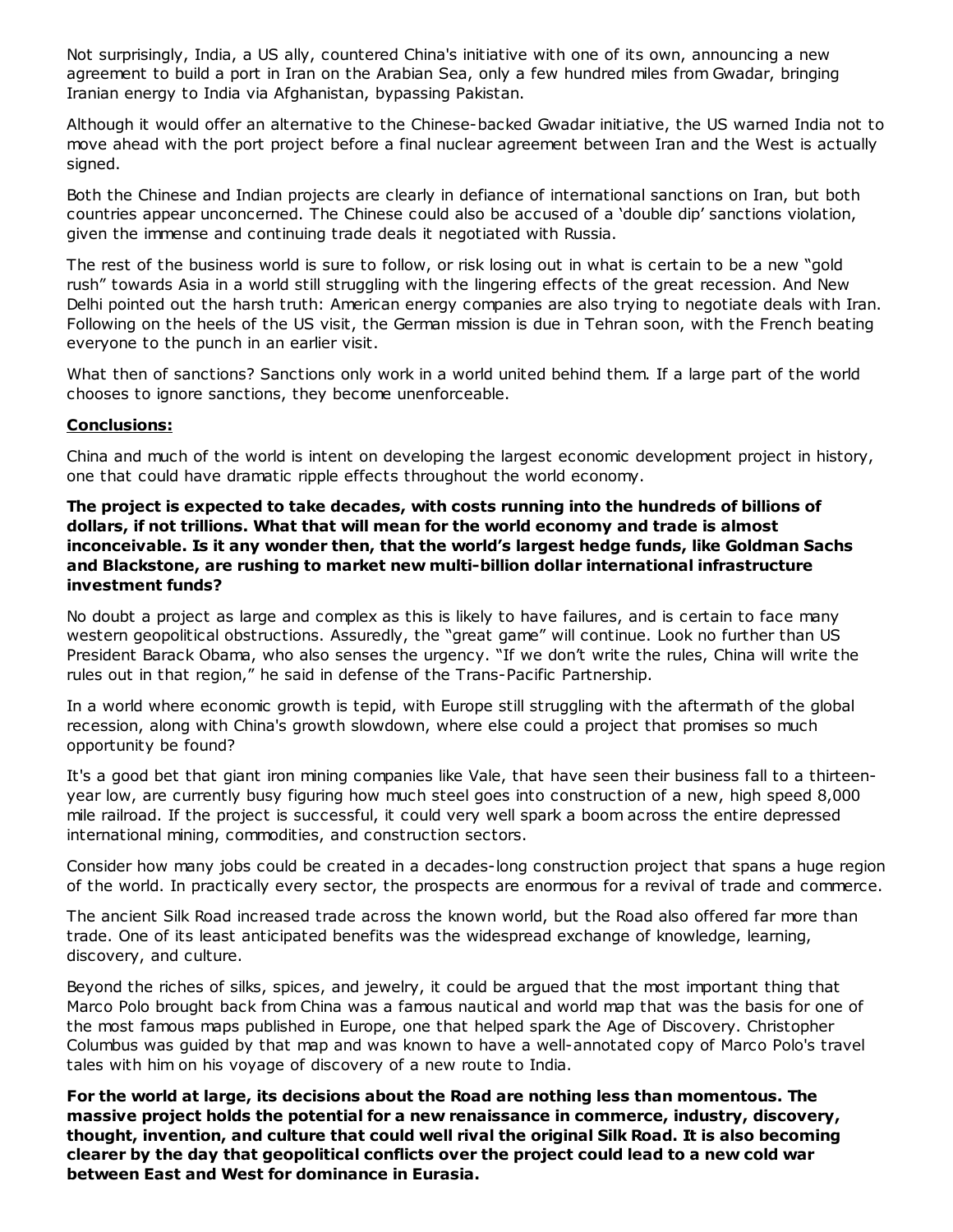Not surprisingly, India, a US ally, countered China's initiative with one of its own, announcing a new agreement to build a port in Iran on the Arabian Sea, only a few hundred miles from Gwadar, bringing Iranian energy to India via Afghanistan, bypassing Pakistan.

Although it would offer an alternative to the Chinese-backed Gwadar initiative, the US warned India not to move ahead with the port project before a final nuclear agreement between Iran and the West is actually signed.

Both the Chinese and Indian projects are clearly in defiance of international sanctions on Iran, but both countries appear unconcerned. The Chinese could also be accused of a 'double dip' sanctions violation, given the immense and continuing trade deals it negotiated with Russia.

The rest of the business world is sure to follow, or risk losing out in what is certain to be a new "gold rush" towards Asia in a world still struggling with the lingering effects of the great recession. And New Delhi pointed out the harsh truth: American energy companies are also trying to negotiate deals with Iran. Following on the heels of the US visit, the German mission is due in Tehran soon, with the French beating everyone to the punch in an earlier visit.

What then of sanctions? Sanctions only work in a world united behind them. If a large part of the world chooses to ignore sanctions, they become unenforceable.

**Conclusions:**

China and much of the world is intent on developing the largest economic development project in history, one that could have dramatic ripple effects throughout the world economy.

**The project is expected to take decades, with costs running into the hundreds of billions of dollars, if not trillions. What that will mean for the world economy and trade is almost inconceivable. Is it any wonder then, that the world's largest hedge funds, like Goldman Sachs and Blackstone, are rushing to market new multi-billion dollar international infrastructure investment funds?**

No doubt a project as large and complex as this is likely to have failures, and is certain to face many western geopolitical obstructions. Assuredly, the "great game" will continue. Look no further than US President Barack Obama, who also senses the urgency. "If we don't write the rules, China will write the rules out in that region," he said in defense of the Trans-Pacific Partnership.

In a world where economic growth is tepid, with Europe still struggling with the aftermath of the global recession, along with China's growth slowdown, where else could a project that promises so much opportunity be found?

It's a good bet that giant iron mining companies like Vale, that have seen their business fall to a thirteen-year low, are currently busy figuring how much steel goes into construction of a new, high speed 8,000 mile railroad. If the project is successful, it could very well spark a boom across the entire depressed international mining, commodities, and construction sectors.

Consider how many jobs could be created in a decades-long construction project that spans a huge region of the world. In practically every sector, the prospects are enormous for a revival of trade and commerce.

The ancient Silk Road increased trade across the known world, but the Road also offered far more than trade. One of its least anticipated benefits was the widespread exchange of knowledge, learning, discovery, and culture.

Beyond the riches of silks, spices, and jewelry, it could be argued that the most important thing that Marco Polo brought back from China was a famous nautical and world map that was the basis for one of the most famous maps published in Europe, one that helped spark the Age of Discovery. Christopher Columbus was guided by that map and was known to have a well-annotated copy of Marco Polo's travel tales with him on his voyage of discovery of a new route to India.

**For the world at large, its decisions about the Road are nothing less than momentous. The massive project holds the potential for a new renaissance in commerce, industry, discovery, thought, invention, and culture that could well rival the original Silk Road. It is also becoming clearer by the day that geopolitical conflicts over the project could lead to a new cold war between East and West for dominance in Eurasia.**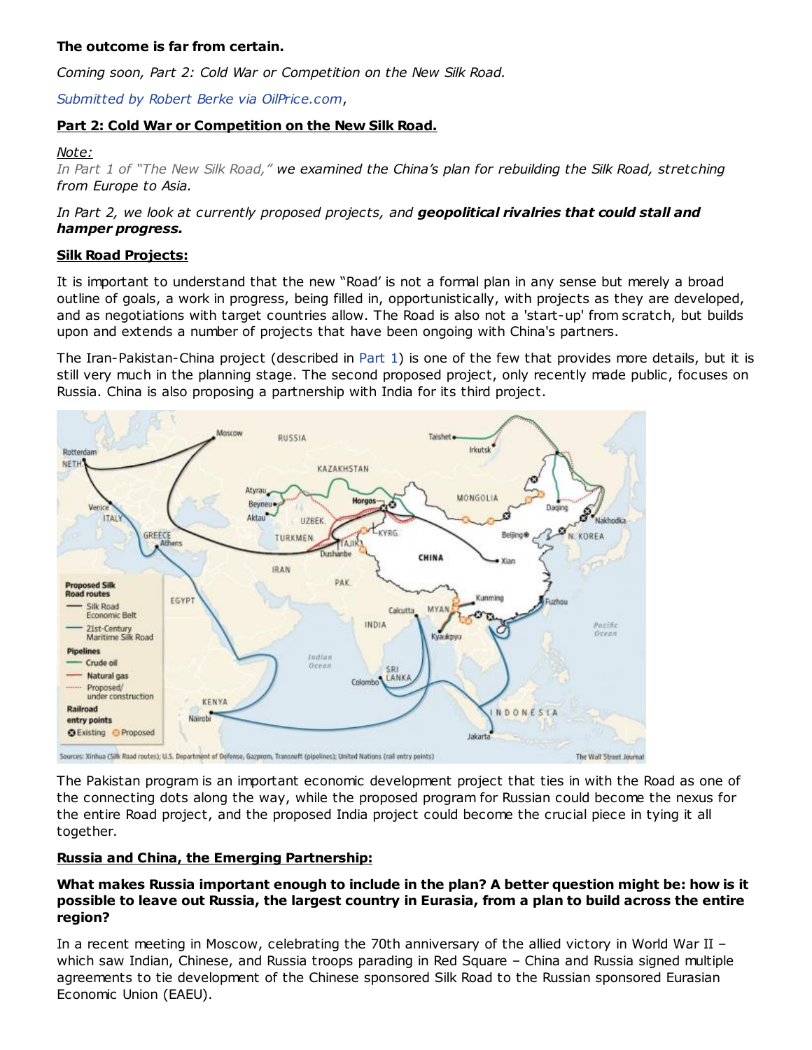**The outcome is far from certain.**

*Coming soon, Part 2: Cold War or Competition on the New Silk Road.*

*Submitted by Robert Berke via OilPrice.com*,

**Part 2: Cold War or Competition on the New Silk Road.**

*Note:*
*In Part 1 of "The New Silk Road," we examined the China's plan for rebuilding the Silk Road, stretching from Europe to Asia.*

*In Part 2, we look at currently proposed projects, and* ***geopolitical rivalries that could stall and hamper progress.***

**Silk Road Projects:**

It is important to understand that the new "Road' is not a formal plan in any sense but merely a broad outline of goals, a work in progress, being filled in, opportunistically, with projects as they are developed, and as negotiations with target countries allow. The Road is also not a 'start-up' from scratch, but builds upon and extends a number of projects that have been ongoing with China's partners.

The Iran-Pakistan-China project (described in Part 1) is one of the few that provides more details, but it is still very much in the planning stage. The second proposed project, only recently made public, focuses on Russia. China is also proposing a partnership with India for its third project.

Sources: Xinhua (Silk Road routes); U.S. Department of Defense, Gazprom, Transneft (pipelines); United Nations (rail entry points) — The Wall Street Journal

The Pakistan program is an important economic development project that ties in with the Road as one of the connecting dots along the way, while the proposed program for Russian could become the nexus for the entire Road project, and the proposed India project could become the crucial piece in tying it all together.

**Russia and China, the Emerging Partnership:**

**What makes Russia important enough to include in the plan? A better question might be: how is it possible to leave out Russia, the largest country in Eurasia, from a plan to build across the entire region?**

In a recent meeting in Moscow, celebrating the 70th anniversary of the allied victory in World War II – which saw Indian, Chinese, and Russia troops parading in Red Square – China and Russia signed multiple agreements to tie development of the Chinese sponsored Silk Road to the Russian sponsored Eurasian Economic Union (EAEU).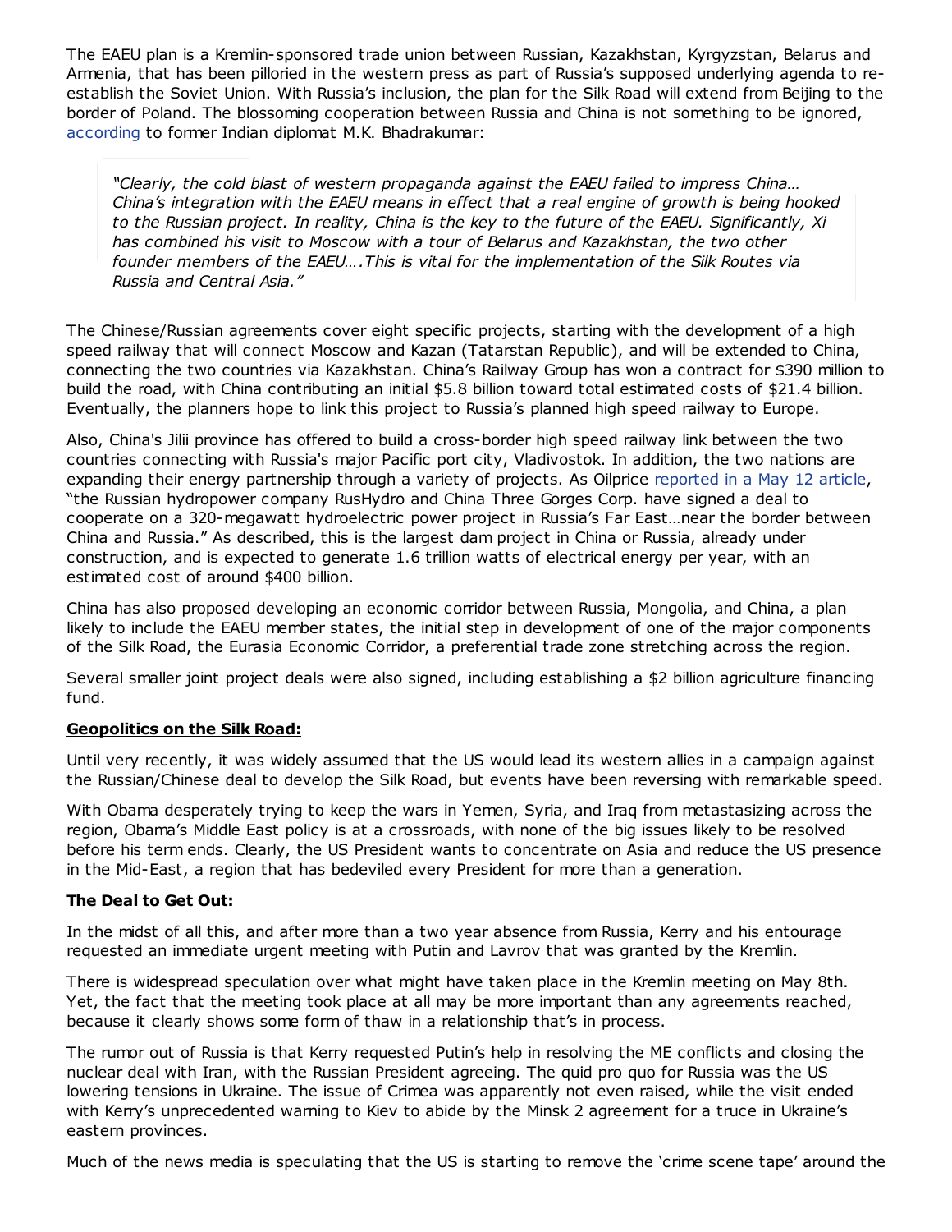The EAEU plan is a Kremlin-sponsored trade union between Russian, Kazakhstan, Kyrgyzstan, Belarus and Armenia, that has been pilloried in the western press as part of Russia's supposed underlying agenda to re-establish the Soviet Union. With Russia's inclusion, the plan for the Silk Road will extend from Beijing to the border of Poland. The blossoming cooperation between Russia and China is not something to be ignored, according to former Indian diplomat M.K. Bhadrakumar:

> *"Clearly, the cold blast of western propaganda against the EAEU failed to impress China… China's integration with the EAEU means in effect that a real engine of growth is being hooked to the Russian project. In reality, China is the key to the future of the EAEU. Significantly, Xi has combined his visit to Moscow with a tour of Belarus and Kazakhstan, the two other founder members of the EAEU….This is vital for the implementation of the Silk Routes via Russia and Central Asia."*

The Chinese/Russian agreements cover eight specific projects, starting with the development of a high speed railway that will connect Moscow and Kazan (Tatarstan Republic), and will be extended to China, connecting the two countries via Kazakhstan. China's Railway Group has won a contract for $390 million to build the road, with China contributing an initial $5.8 billion toward total estimated costs of $21.4 billion. Eventually, the planners hope to link this project to Russia's planned high speed railway to Europe.

Also, China's Jilii province has offered to build a cross-border high speed railway link between the two countries connecting with Russia's major Pacific port city, Vladivostok. In addition, the two nations are expanding their energy partnership through a variety of projects. As Oilprice reported in a May 12 article, "the Russian hydropower company RusHydro and China Three Gorges Corp. have signed a deal to cooperate on a 320-megawatt hydroelectric power project in Russia's Far East…near the border between China and Russia." As described, this is the largest dam project in China or Russia, already under construction, and is expected to generate 1.6 trillion watts of electrical energy per year, with an estimated cost of around $400 billion.

China has also proposed developing an economic corridor between Russia, Mongolia, and China, a plan likely to include the EAEU member states, the initial step in development of one of the major components of the Silk Road, the Eurasia Economic Corridor, a preferential trade zone stretching across the region.

Several smaller joint project deals were also signed, including establishing a $2 billion agriculture financing fund.

**Geopolitics on the Silk Road:**

Until very recently, it was widely assumed that the US would lead its western allies in a campaign against the Russian/Chinese deal to develop the Silk Road, but events have been reversing with remarkable speed.

With Obama desperately trying to keep the wars in Yemen, Syria, and Iraq from metastasizing across the region, Obama's Middle East policy is at a crossroads, with none of the big issues likely to be resolved before his term ends. Clearly, the US President wants to concentrate on Asia and reduce the US presence in the Mid-East, a region that has bedeviled every President for more than a generation.

**The Deal to Get Out:**

In the midst of all this, and after more than a two year absence from Russia, Kerry and his entourage requested an immediate urgent meeting with Putin and Lavrov that was granted by the Kremlin.

There is widespread speculation over what might have taken place in the Kremlin meeting on May 8th. Yet, the fact that the meeting took place at all may be more important than any agreements reached, because it clearly shows some form of thaw in a relationship that's in process.

The rumor out of Russia is that Kerry requested Putin's help in resolving the ME conflicts and closing the nuclear deal with Iran, with the Russian President agreeing. The quid pro quo for Russia was the US lowering tensions in Ukraine. The issue of Crimea was apparently not even raised, while the visit ended with Kerry's unprecedented warning to Kiev to abide by the Minsk 2 agreement for a truce in Ukraine's eastern provinces.

Much of the news media is speculating that the US is starting to remove the 'crime scene tape' around the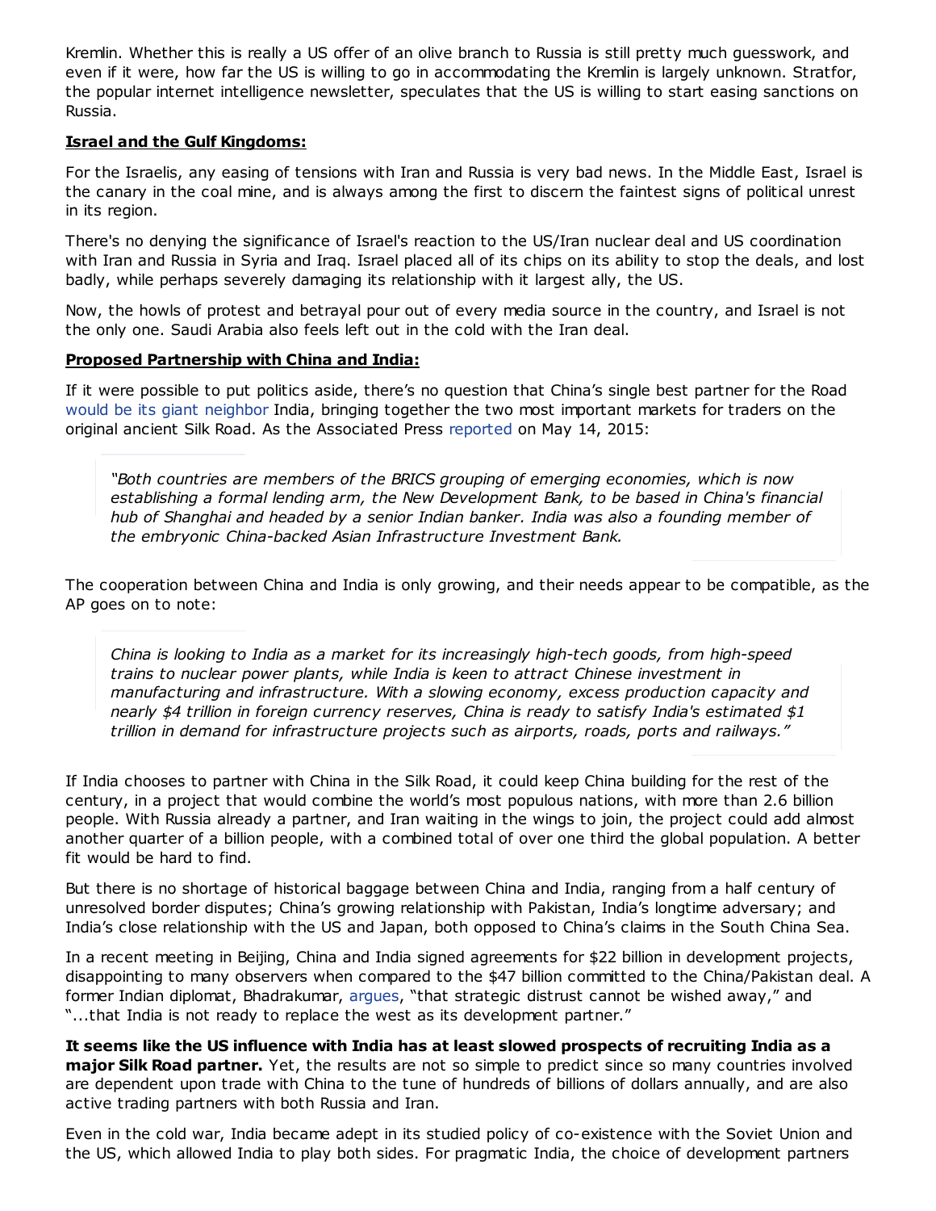Kremlin. Whether this is really a US offer of an olive branch to Russia is still pretty much guesswork, and even if it were, how far the US is willing to go in accommodating the Kremlin is largely unknown. Stratfor, the popular internet intelligence newsletter, speculates that the US is willing to start easing sanctions on Russia.

**Israel and the Gulf Kingdoms:**

For the Israelis, any easing of tensions with Iran and Russia is very bad news. In the Middle East, Israel is the canary in the coal mine, and is always among the first to discern the faintest signs of political unrest in its region.

There's no denying the significance of Israel's reaction to the US/Iran nuclear deal and US coordination with Iran and Russia in Syria and Iraq. Israel placed all of its chips on its ability to stop the deals, and lost badly, while perhaps severely damaging its relationship with it largest ally, the US.

Now, the howls of protest and betrayal pour out of every media source in the country, and Israel is not the only one. Saudi Arabia also feels left out in the cold with the Iran deal.

**Proposed Partnership with China and India:**

If it were possible to put politics aside, there's no question that China's single best partner for the Road would be its giant neighbor India, bringing together the two most important markets for traders on the original ancient Silk Road. As the Associated Press reported on May 14, 2015:

> *"Both countries are members of the BRICS grouping of emerging economies, which is now establishing a formal lending arm, the New Development Bank, to be based in China's financial hub of Shanghai and headed by a senior Indian banker. India was also a founding member of the embryonic China-backed Asian Infrastructure Investment Bank.*

The cooperation between China and India is only growing, and their needs appear to be compatible, as the AP goes on to note:

> *China is looking to India as a market for its increasingly high-tech goods, from high-speed trains to nuclear power plants, while India is keen to attract Chinese investment in manufacturing and infrastructure. With a slowing economy, excess production capacity and nearly $4 trillion in foreign currency reserves, China is ready to satisfy India's estimated $1 trillion in demand for infrastructure projects such as airports, roads, ports and railways."*

If India chooses to partner with China in the Silk Road, it could keep China building for the rest of the century, in a project that would combine the world's most populous nations, with more than 2.6 billion people. With Russia already a partner, and Iran waiting in the wings to join, the project could add almost another quarter of a billion people, with a combined total of over one third the global population. A better fit would be hard to find.

But there is no shortage of historical baggage between China and India, ranging from a half century of unresolved border disputes; China's growing relationship with Pakistan, India's longtime adversary; and India's close relationship with the US and Japan, both opposed to China's claims in the South China Sea.

In a recent meeting in Beijing, China and India signed agreements for $22 billion in development projects, disappointing to many observers when compared to the $47 billion committed to the China/Pakistan deal. A former Indian diplomat, Bhadrakumar, argues, "that strategic distrust cannot be wished away," and "...that India is not ready to replace the west as its development partner."

**It seems like the US influence with India has at least slowed prospects of recruiting India as a major Silk Road partner.** Yet, the results are not so simple to predict since so many countries involved are dependent upon trade with China to the tune of hundreds of billions of dollars annually, and are also active trading partners with both Russia and Iran.

Even in the cold war, India became adept in its studied policy of co-existence with the Soviet Union and the US, which allowed India to play both sides. For pragmatic India, the choice of development partners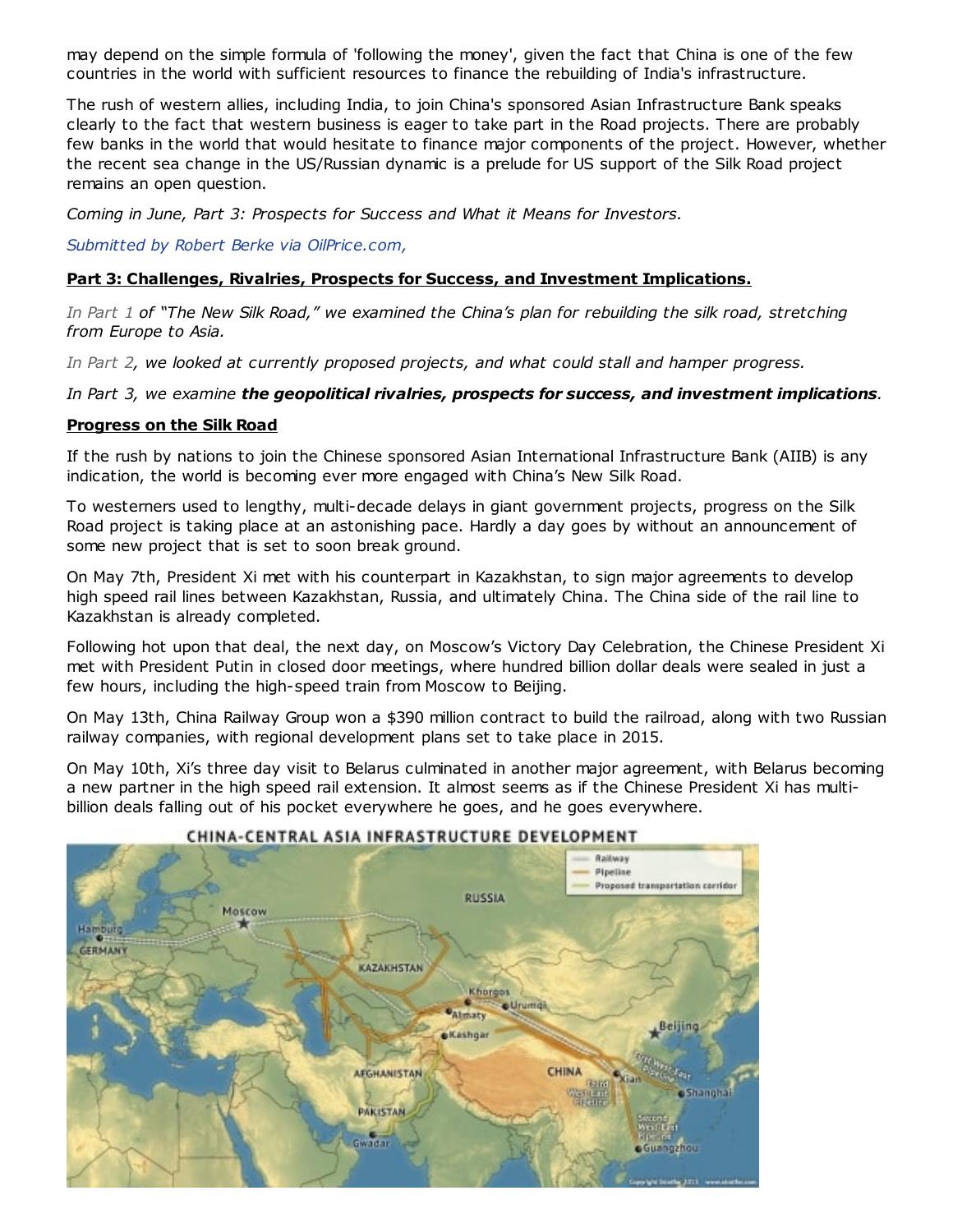may depend on the simple formula of 'following the money', given the fact that China is one of the few countries in the world with sufficient resources to finance the rebuilding of India's infrastructure.

The rush of western allies, including India, to join China's sponsored Asian Infrastructure Bank speaks clearly to the fact that western business is eager to take part in the Road projects. There are probably few banks in the world that would hesitate to finance major components of the project. However, whether the recent sea change in the US/Russian dynamic is a prelude for US support of the Silk Road project remains an open question.

*Coming in June, Part 3: Prospects for Success and What it Means for Investors.*

*Submitted by Robert Berke via OilPrice.com,*

**Part 3: Challenges, Rivalries, Prospects for Success, and Investment Implications.**

*In Part 1 of "The New Silk Road," we examined the China's plan for rebuilding the silk road, stretching from Europe to Asia.*

*In Part 2, we looked at currently proposed projects, and what could stall and hamper progress.*

*In Part 3, we examine* ***the geopolitical rivalries, prospects for success, and investment implications****.*

**Progress on the Silk Road**

If the rush by nations to join the Chinese sponsored Asian International Infrastructure Bank (AIIB) is any indication, the world is becoming ever more engaged with China's New Silk Road.

To westerners used to lengthy, multi-decade delays in giant government projects, progress on the Silk Road project is taking place at an astonishing pace. Hardly a day goes by without an announcement of some new project that is set to soon break ground.

On May 7th, President Xi met with his counterpart in Kazakhstan, to sign major agreements to develop high speed rail lines between Kazakhstan, Russia, and ultimately China. The China side of the rail line to Kazakhstan is already completed.

Following hot upon that deal, the next day, on Moscow's Victory Day Celebration, the Chinese President Xi met with President Putin in closed door meetings, where hundred billion dollar deals were sealed in just a few hours, including the high-speed train from Moscow to Beijing.

On May 13th, China Railway Group won a $390 million contract to build the railroad, along with two Russian railway companies, with regional development plans set to take place in 2015.

On May 10th, Xi's three day visit to Belarus culminated in another major agreement, with Belarus becoming a new partner in the high speed rail extension. It almost seems as if the Chinese President Xi has multi-billion deals falling out of his pocket everywhere he goes, and he goes everywhere.

CHINA-CENTRAL ASIA INFRASTRUCTURE DEVELOPMENT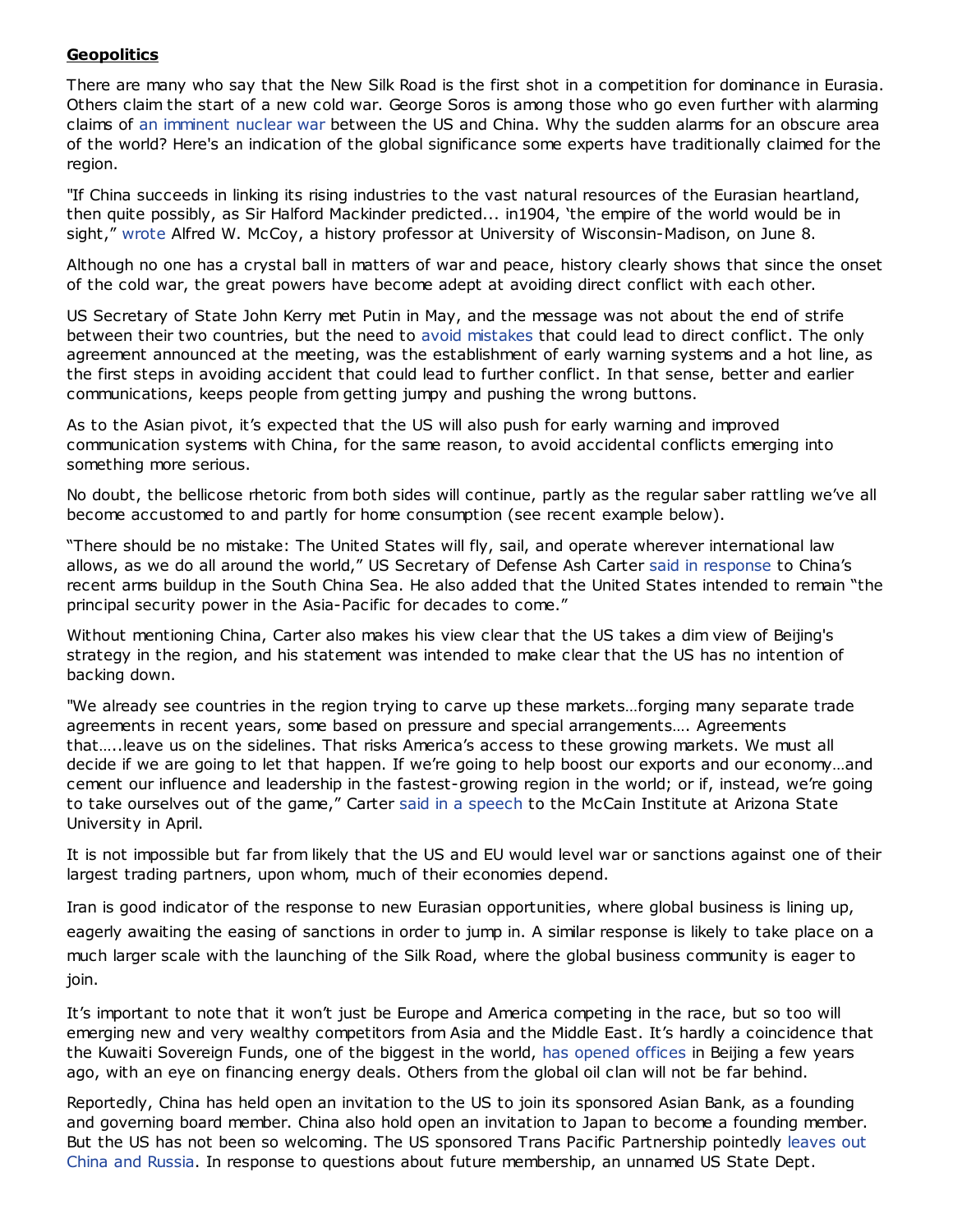**Geopolitics**

There are many who say that the New Silk Road is the first shot in a competition for dominance in Eurasia. Others claim the start of a new cold war. George Soros is among those who go even further with alarming claims of an imminent nuclear war between the US and China. Why the sudden alarms for an obscure area of the world? Here's an indication of the global significance some experts have traditionally claimed for the region.

"If China succeeds in linking its rising industries to the vast natural resources of the Eurasian heartland, then quite possibly, as Sir Halford Mackinder predicted... in1904, 'the empire of the world would be in sight," wrote Alfred W. McCoy, a history professor at University of Wisconsin-Madison, on June 8.

Although no one has a crystal ball in matters of war and peace, history clearly shows that since the onset of the cold war, the great powers have become adept at avoiding direct conflict with each other.

US Secretary of State John Kerry met Putin in May, and the message was not about the end of strife between their two countries, but the need to avoid mistakes that could lead to direct conflict. The only agreement announced at the meeting, was the establishment of early warning systems and a hot line, as the first steps in avoiding accident that could lead to further conflict. In that sense, better and earlier communications, keeps people from getting jumpy and pushing the wrong buttons.

As to the Asian pivot, it's expected that the US will also push for early warning and improved communication systems with China, for the same reason, to avoid accidental conflicts emerging into something more serious.

No doubt, the bellicose rhetoric from both sides will continue, partly as the regular saber rattling we've all become accustomed to and partly for home consumption (see recent example below).

"There should be no mistake: The United States will fly, sail, and operate wherever international law allows, as we do all around the world," US Secretary of Defense Ash Carter said in response to China's recent arms buildup in the South China Sea. He also added that the United States intended to remain "the principal security power in the Asia-Pacific for decades to come."

Without mentioning China, Carter also makes his view clear that the US takes a dim view of Beijing's strategy in the region, and his statement was intended to make clear that the US has no intention of backing down.

"We already see countries in the region trying to carve up these markets…forging many separate trade agreements in recent years, some based on pressure and special arrangements…. Agreements that…..leave us on the sidelines. That risks America's access to these growing markets. We must all decide if we are going to let that happen. If we're going to help boost our exports and our economy…and cement our influence and leadership in the fastest-growing region in the world; or if, instead, we're going to take ourselves out of the game," Carter said in a speech to the McCain Institute at Arizona State University in April.

It is not impossible but far from likely that the US and EU would level war or sanctions against one of their largest trading partners, upon whom, much of their economies depend.

Iran is good indicator of the response to new Eurasian opportunities, where global business is lining up, eagerly awaiting the easing of sanctions in order to jump in. A similar response is likely to take place on a much larger scale with the launching of the Silk Road, where the global business community is eager to join.

It's important to note that it won't just be Europe and America competing in the race, but so too will emerging new and very wealthy competitors from Asia and the Middle East. It's hardly a coincidence that the Kuwaiti Sovereign Funds, one of the biggest in the world, has opened offices in Beijing a few years ago, with an eye on financing energy deals. Others from the global oil clan will not be far behind.

Reportedly, China has held open an invitation to the US to join its sponsored Asian Bank, as a founding and governing board member. China also hold open an invitation to Japan to become a founding member. But the US has not been so welcoming. The US sponsored Trans Pacific Partnership pointedly leaves out China and Russia. In response to questions about future membership, an unnamed US State Dept.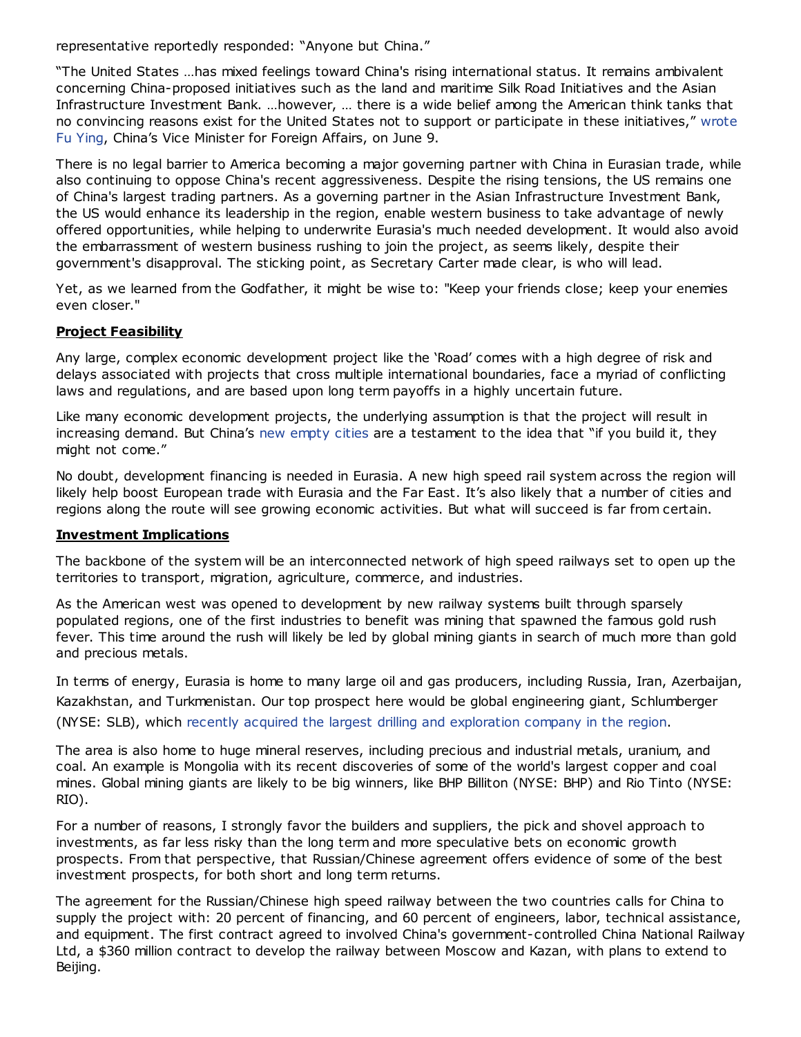representative reportedly responded: "Anyone but China."

"The United States …has mixed feelings toward China's rising international status. It remains ambivalent concerning China-proposed initiatives such as the land and maritime Silk Road Initiatives and the Asian Infrastructure Investment Bank. …however, … there is a wide belief among the American think tanks that no convincing reasons exist for the United States not to support or participate in these initiatives," wrote Fu Ying, China's Vice Minister for Foreign Affairs, on June 9.

There is no legal barrier to America becoming a major governing partner with China in Eurasian trade, while also continuing to oppose China's recent aggressiveness. Despite the rising tensions, the US remains one of China's largest trading partners. As a governing partner in the Asian Infrastructure Investment Bank, the US would enhance its leadership in the region, enable western business to take advantage of newly offered opportunities, while helping to underwrite Eurasia's much needed development. It would also avoid the embarrassment of western business rushing to join the project, as seems likely, despite their government's disapproval. The sticking point, as Secretary Carter made clear, is who will lead.

Yet, as we learned from the Godfather, it might be wise to: "Keep your friends close; keep your enemies even closer."

**Project Feasibility**

Any large, complex economic development project like the 'Road' comes with a high degree of risk and delays associated with projects that cross multiple international boundaries, face a myriad of conflicting laws and regulations, and are based upon long term payoffs in a highly uncertain future.

Like many economic development projects, the underlying assumption is that the project will result in increasing demand. But China's new empty cities are a testament to the idea that "if you build it, they might not come."

No doubt, development financing is needed in Eurasia. A new high speed rail system across the region will likely help boost European trade with Eurasia and the Far East. It's also likely that a number of cities and regions along the route will see growing economic activities. But what will succeed is far from certain.

**Investment Implications**

The backbone of the system will be an interconnected network of high speed railways set to open up the territories to transport, migration, agriculture, commerce, and industries.

As the American west was opened to development by new railway systems built through sparsely populated regions, one of the first industries to benefit was mining that spawned the famous gold rush fever. This time around the rush will likely be led by global mining giants in search of much more than gold and precious metals.

In terms of energy, Eurasia is home to many large oil and gas producers, including Russia, Iran, Azerbaijan, Kazakhstan, and Turkmenistan. Our top prospect here would be global engineering giant, Schlumberger (NYSE: SLB), which recently acquired the largest drilling and exploration company in the region.

The area is also home to huge mineral reserves, including precious and industrial metals, uranium, and coal. An example is Mongolia with its recent discoveries of some of the world's largest copper and coal mines. Global mining giants are likely to be big winners, like BHP Billiton (NYSE: BHP) and Rio Tinto (NYSE: RIO).

For a number of reasons, I strongly favor the builders and suppliers, the pick and shovel approach to investments, as far less risky than the long term and more speculative bets on economic growth prospects. From that perspective, that Russian/Chinese agreement offers evidence of some of the best investment prospects, for both short and long term returns.

The agreement for the Russian/Chinese high speed railway between the two countries calls for China to supply the project with: 20 percent of financing, and 60 percent of engineers, labor, technical assistance, and equipment. The first contract agreed to involved China's government-controlled China National Railway Ltd, a $360 million contract to develop the railway between Moscow and Kazan, with plans to extend to Beijing.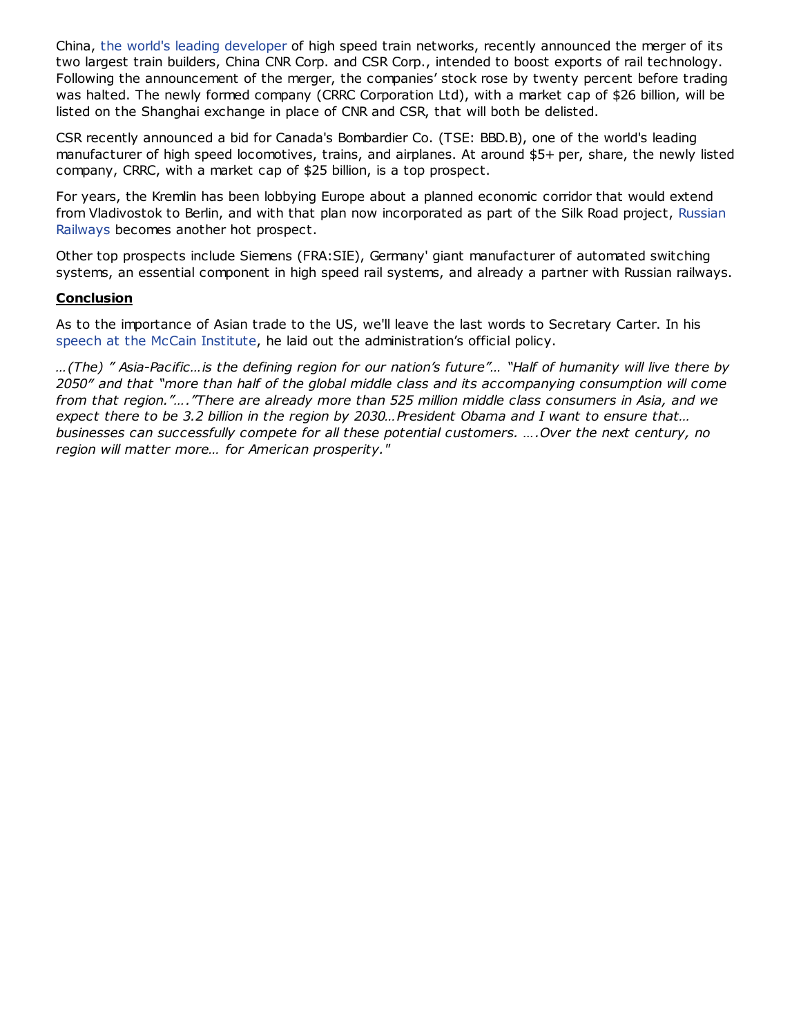China, the world's leading developer of high speed train networks, recently announced the merger of its two largest train builders, China CNR Corp. and CSR Corp., intended to boost exports of rail technology. Following the announcement of the merger, the companies' stock rose by twenty percent before trading was halted. The newly formed company (CRRC Corporation Ltd), with a market cap of $26 billion, will be listed on the Shanghai exchange in place of CNR and CSR, that will both be delisted.

CSR recently announced a bid for Canada's Bombardier Co. (TSE: BBD.B), one of the world's leading manufacturer of high speed locomotives, trains, and airplanes. At around $5+ per, share, the newly listed company, CRRC, with a market cap of $25 billion, is a top prospect.

For years, the Kremlin has been lobbying Europe about a planned economic corridor that would extend from Vladivostok to Berlin, and with that plan now incorporated as part of the Silk Road project, Russian Railways becomes another hot prospect.

Other top prospects include Siemens (FRA:SIE), Germany' giant manufacturer of automated switching systems, an essential component in high speed rail systems, and already a partner with Russian railways.

**Conclusion**

As to the importance of Asian trade to the US, we'll leave the last words to Secretary Carter. In his speech at the McCain Institute, he laid out the administration's official policy.

*…(The) " Asia-Pacific…is the defining region for our nation's future"… "Half of humanity will live there by 2050" and that "more than half of the global middle class and its accompanying consumption will come from that region."….''There are already more than 525 million middle class consumers in Asia, and we expect there to be 3.2 billion in the region by 2030…President Obama and I want to ensure that… businesses can successfully compete for all these potential customers. ….Over the next century, no region will matter more… for American prosperity."*